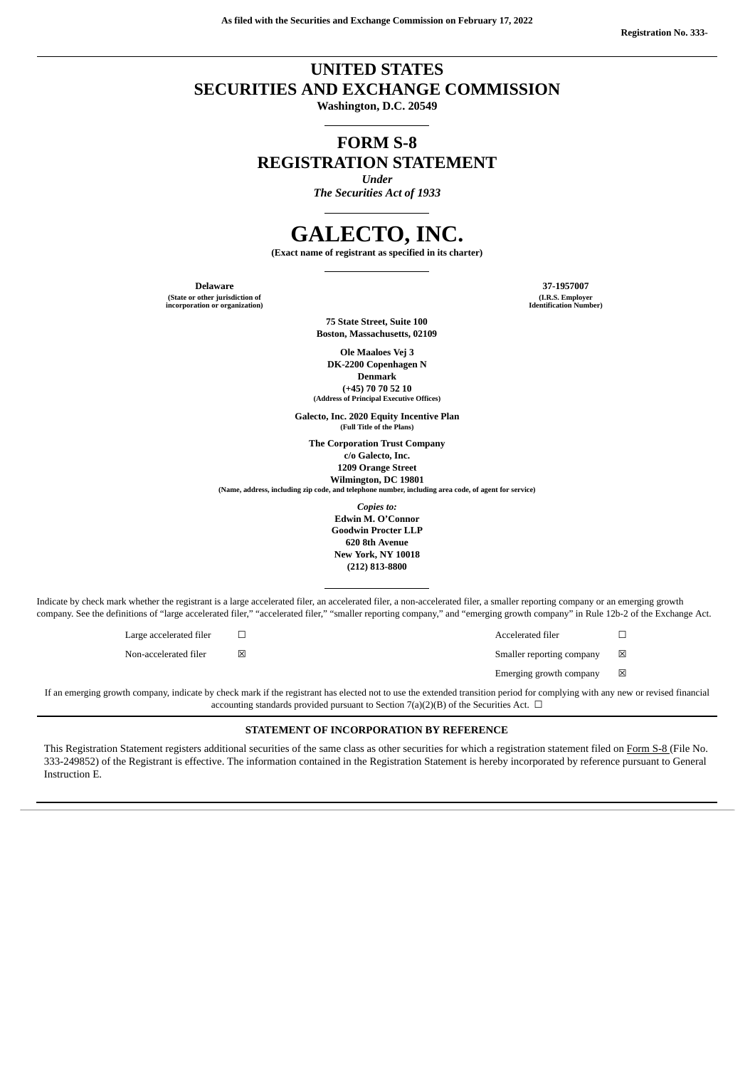As filed with the Securities and Exchange Commission on February 17, 2022

Registration No. 333-

# UNITED STATES
# SECURITIES AND EXCHANGE COMMISSION

**Washington, D.C. 20549**

## FORM S-8
## REGISTRATION STATEMENT

*Under*
*The Securities Act of 1933*

# GALECTO, INC.

**(Exact name of registrant as specified in its charter)**

| **Delaware** | **37-1957007** |
|---|---|
| (State or other jurisdiction of incorporation or organization) | (I.R.S. Employer Identification Number) |

**75 State Street, Suite 100**
**Boston, Massachusetts, 02109**

**Ole Maaloes Vej 3**
**DK-2200 Copenhagen N**
**Denmark**
**(+45) 70 70 52 10**
**(Address of Principal Executive Offices)**

**Galecto, Inc. 2020 Equity Incentive Plan**
**(Full Title of the Plans)**

**The Corporation Trust Company**
**c/o Galecto, Inc.**
**1209 Orange Street**
**Wilmington, DC 19801**
**(Name, address, including zip code, and telephone number, including area code, of agent for service)**

*Copies to:*
**Edwin M. O'Connor**
**Goodwin Procter LLP**
**620 8th Avenue**
**New York, NY 10018**
**(212) 813-8800**

Indicate by check mark whether the registrant is a large accelerated filer, an accelerated filer, a non-accelerated filer, a smaller reporting company or an emerging growth company. See the definitions of "large accelerated filer," "accelerated filer," "smaller reporting company," and "emerging growth company" in Rule 12b-2 of the Exchange Act.

| | | | |
|---|---|---|---|
| Large accelerated filer | ☐ | Accelerated filer | ☐ |
| Non-accelerated filer | ☒ | Smaller reporting company | ☒ |
| | | Emerging growth company | ☒ |

If an emerging growth company, indicate by check mark if the registrant has elected not to use the extended transition period for complying with any new or revised financial accounting standards provided pursuant to Section 7(a)(2)(B) of the Securities Act. ☐

### STATEMENT OF INCORPORATION BY REFERENCE

This Registration Statement registers additional securities of the same class as other securities for which a registration statement filed on Form S-8 (File No. 333-249852) of the Registrant is effective. The information contained in the Registration Statement is hereby incorporated by reference pursuant to General Instruction E.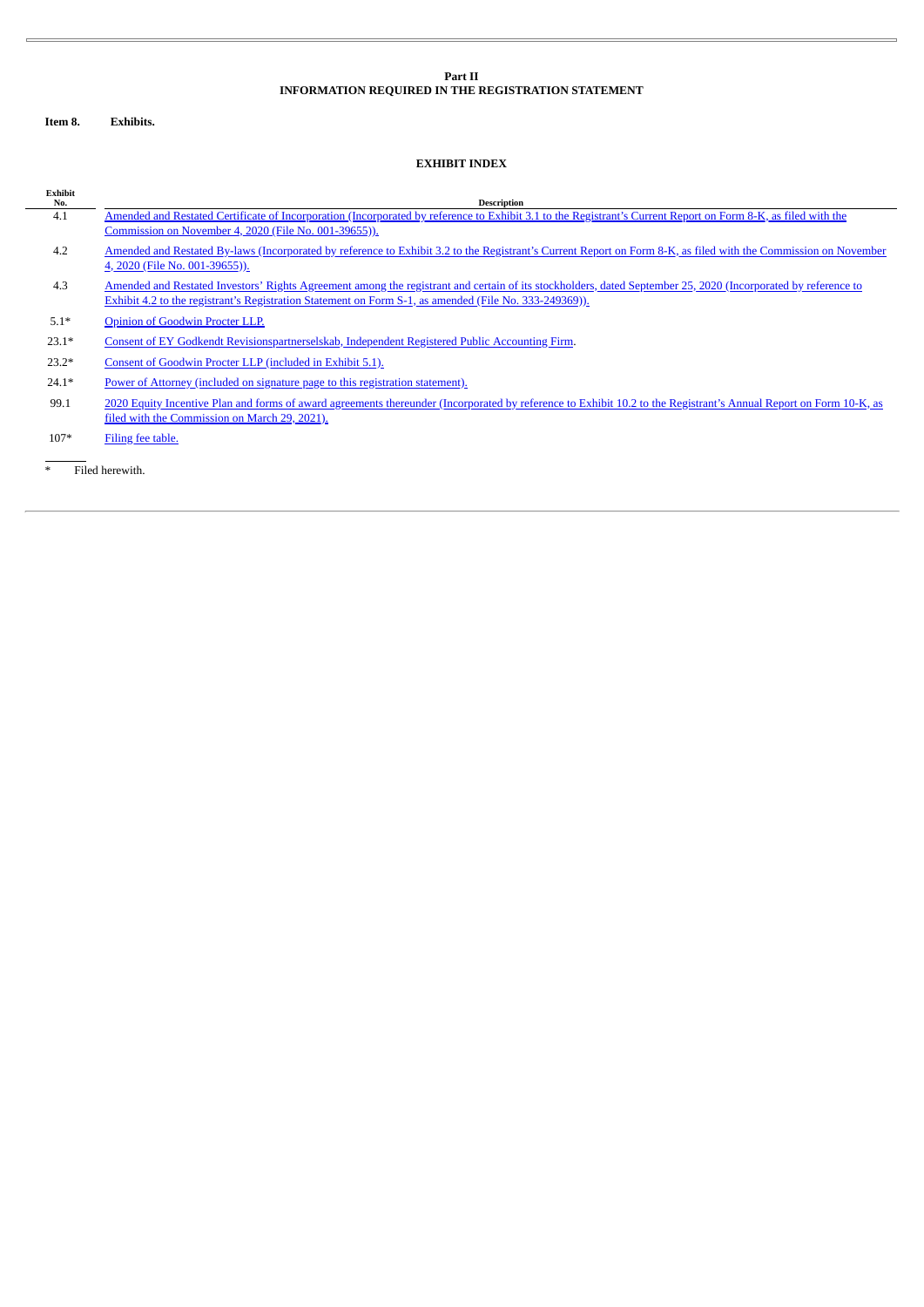**Part II**
**INFORMATION REQUIRED IN THE REGISTRATION STATEMENT**

**Item 8. Exhibits.**

**EXHIBIT INDEX**

| Exhibit No. | Description |
|---|---|
| 4.1 | Amended and Restated Certificate of Incorporation (Incorporated by reference to Exhibit 3.1 to the Registrant's Current Report on Form 8-K, as filed with the Commission on November 4, 2020 (File No. 001-39655)). |
| 4.2 | Amended and Restated By-laws (Incorporated by reference to Exhibit 3.2 to the Registrant's Current Report on Form 8-K, as filed with the Commission on November 4, 2020 (File No. 001-39655)). |
| 4.3 | Amended and Restated Investors' Rights Agreement among the registrant and certain of its stockholders, dated September 25, 2020 (Incorporated by reference to Exhibit 4.2 to the registrant's Registration Statement on Form S-1, as amended (File No. 333-249369)). |
| 5.1* | Opinion of Goodwin Procter LLP. |
| 23.1* | Consent of EY Godkendt Revisionspartnerselskab, Independent Registered Public Accounting Firm. |
| 23.2* | Consent of Goodwin Procter LLP (included in Exhibit 5.1). |
| 24.1* | Power of Attorney (included on signature page to this registration statement). |
| 99.1 | 2020 Equity Incentive Plan and forms of award agreements thereunder (Incorporated by reference to Exhibit 10.2 to the Registrant's Annual Report on Form 10-K, as filed with the Commission on March 29, 2021). |
| 107* | Filing fee table. |

\* Filed herewith.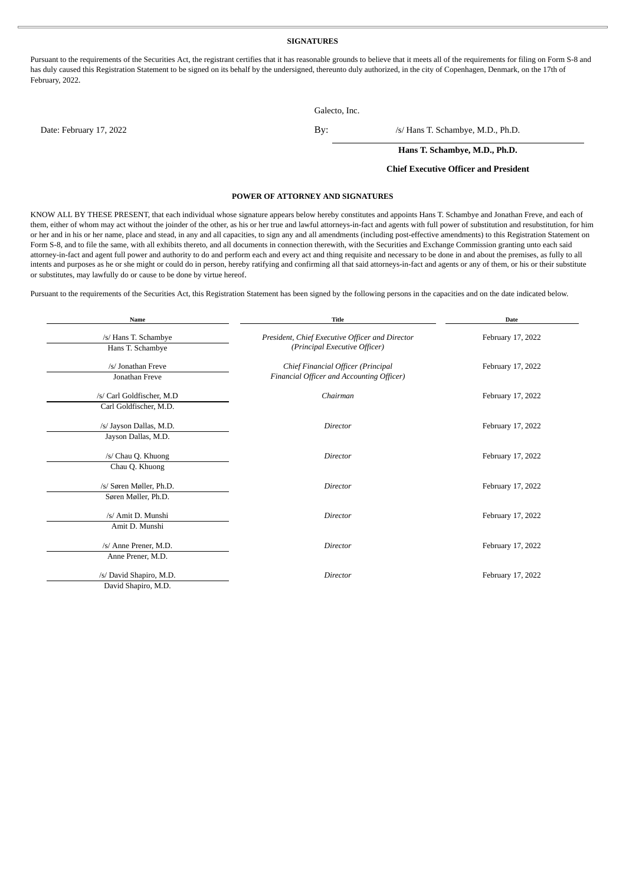## SIGNATURES

Pursuant to the requirements of the Securities Act, the registrant certifies that it has reasonable grounds to believe that it meets all of the requirements for filing on Form S-8 and has duly caused this Registration Statement to be signed on its behalf by the undersigned, thereunto duly authorized, in the city of Copenhagen, Denmark, on the 17th of February, 2022.

Galecto, Inc.

Date: February 17, 2022

By: /s/ Hans T. Schambye, M.D., Ph.D.

**Hans T. Schambye, M.D., Ph.D.**

**Chief Executive Officer and President**

## POWER OF ATTORNEY AND SIGNATURES

KNOW ALL BY THESE PRESENT, that each individual whose signature appears below hereby constitutes and appoints Hans T. Schambye and Jonathan Freve, and each of them, either of whom may act without the joinder of the other, as his or her true and lawful attorneys-in-fact and agents with full power of substitution and resubstitution, for him or her and in his or her name, place and stead, in any and all capacities, to sign any and all amendments (including post-effective amendments) to this Registration Statement on Form S-8, and to file the same, with all exhibits thereto, and all documents in connection therewith, with the Securities and Exchange Commission granting unto each said attorney-in-fact and agent full power and authority to do and perform each and every act and thing requisite and necessary to be done in and about the premises, as fully to all intents and purposes as he or she might or could do in person, hereby ratifying and confirming all that said attorneys-in-fact and agents or any of them, or his or their substitute or substitutes, may lawfully do or cause to be done by virtue hereof.

Pursuant to the requirements of the Securities Act, this Registration Statement has been signed by the following persons in the capacities and on the date indicated below.

| Name | Title | Date |
|---|---|---|
| /s/ Hans T. Schambye<br>Hans T. Schambye | *President, Chief Executive Officer and Director (Principal Executive Officer)* | February 17, 2022 |
| /s/ Jonathan Freve<br>Jonathan Freve | *Chief Financial Officer (Principal Financial Officer and Accounting Officer)* | February 17, 2022 |
| /s/ Carl Goldfischer, M.D<br>Carl Goldfischer, M.D. | *Chairman* | February 17, 2022 |
| /s/ Jayson Dallas, M.D.<br>Jayson Dallas, M.D. | *Director* | February 17, 2022 |
| /s/ Chau Q. Khuong<br>Chau Q. Khuong | *Director* | February 17, 2022 |
| /s/ Søren Møller, Ph.D.<br>Søren Møller, Ph.D. | *Director* | February 17, 2022 |
| /s/ Amit D. Munshi<br>Amit D. Munshi | *Director* | February 17, 2022 |
| /s/ Anne Prener, M.D.<br>Anne Prener, M.D. | *Director* | February 17, 2022 |
| /s/ David Shapiro, M.D.<br>David Shapiro, M.D. | *Director* | February 17, 2022 |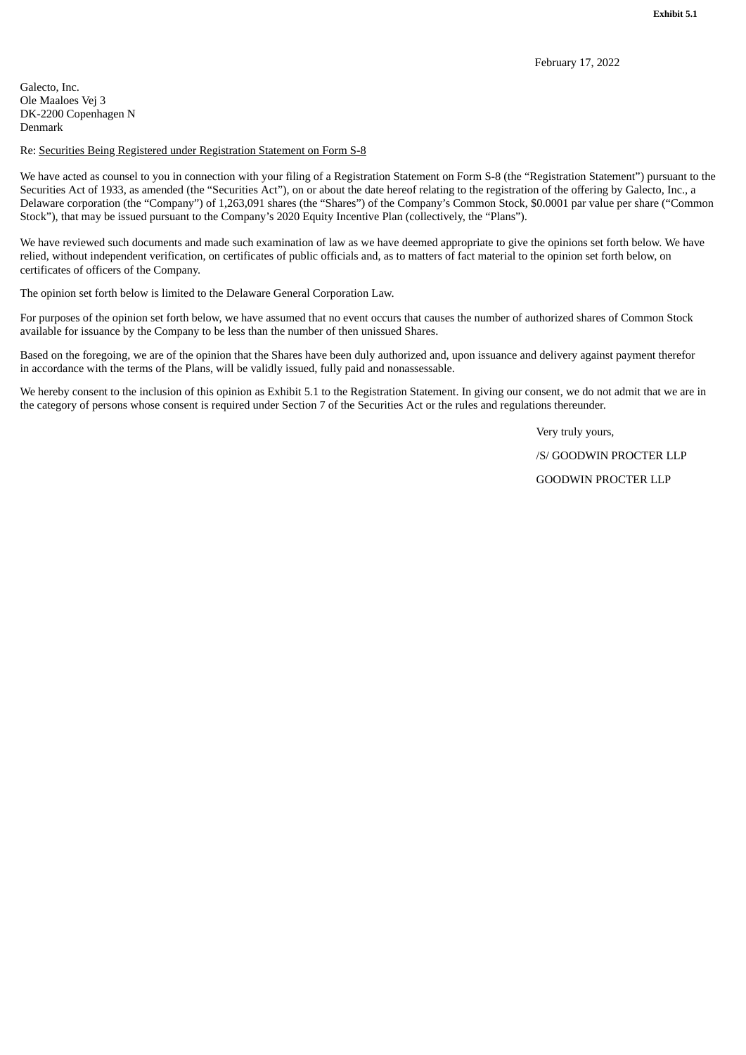**Exhibit 5.1**

February 17, 2022

Galecto, Inc.
Ole Maaloes Vej 3
DK-2200 Copenhagen N
Denmark

Re: Securities Being Registered under Registration Statement on Form S-8

We have acted as counsel to you in connection with your filing of a Registration Statement on Form S-8 (the "Registration Statement") pursuant to the Securities Act of 1933, as amended (the "Securities Act"), on or about the date hereof relating to the registration of the offering by Galecto, Inc., a Delaware corporation (the "Company") of 1,263,091 shares (the "Shares") of the Company's Common Stock, $0.0001 par value per share ("Common Stock"), that may be issued pursuant to the Company's 2020 Equity Incentive Plan (collectively, the "Plans").

We have reviewed such documents and made such examination of law as we have deemed appropriate to give the opinions set forth below. We have relied, without independent verification, on certificates of public officials and, as to matters of fact material to the opinion set forth below, on certificates of officers of the Company.

The opinion set forth below is limited to the Delaware General Corporation Law.

For purposes of the opinion set forth below, we have assumed that no event occurs that causes the number of authorized shares of Common Stock available for issuance by the Company to be less than the number of then unissued Shares.

Based on the foregoing, we are of the opinion that the Shares have been duly authorized and, upon issuance and delivery against payment therefor in accordance with the terms of the Plans, will be validly issued, fully paid and nonassessable.

We hereby consent to the inclusion of this opinion as Exhibit 5.1 to the Registration Statement. In giving our consent, we do not admit that we are in the category of persons whose consent is required under Section 7 of the Securities Act or the rules and regulations thereunder.

Very truly yours,

/S/ GOODWIN PROCTER LLP

GOODWIN PROCTER LLP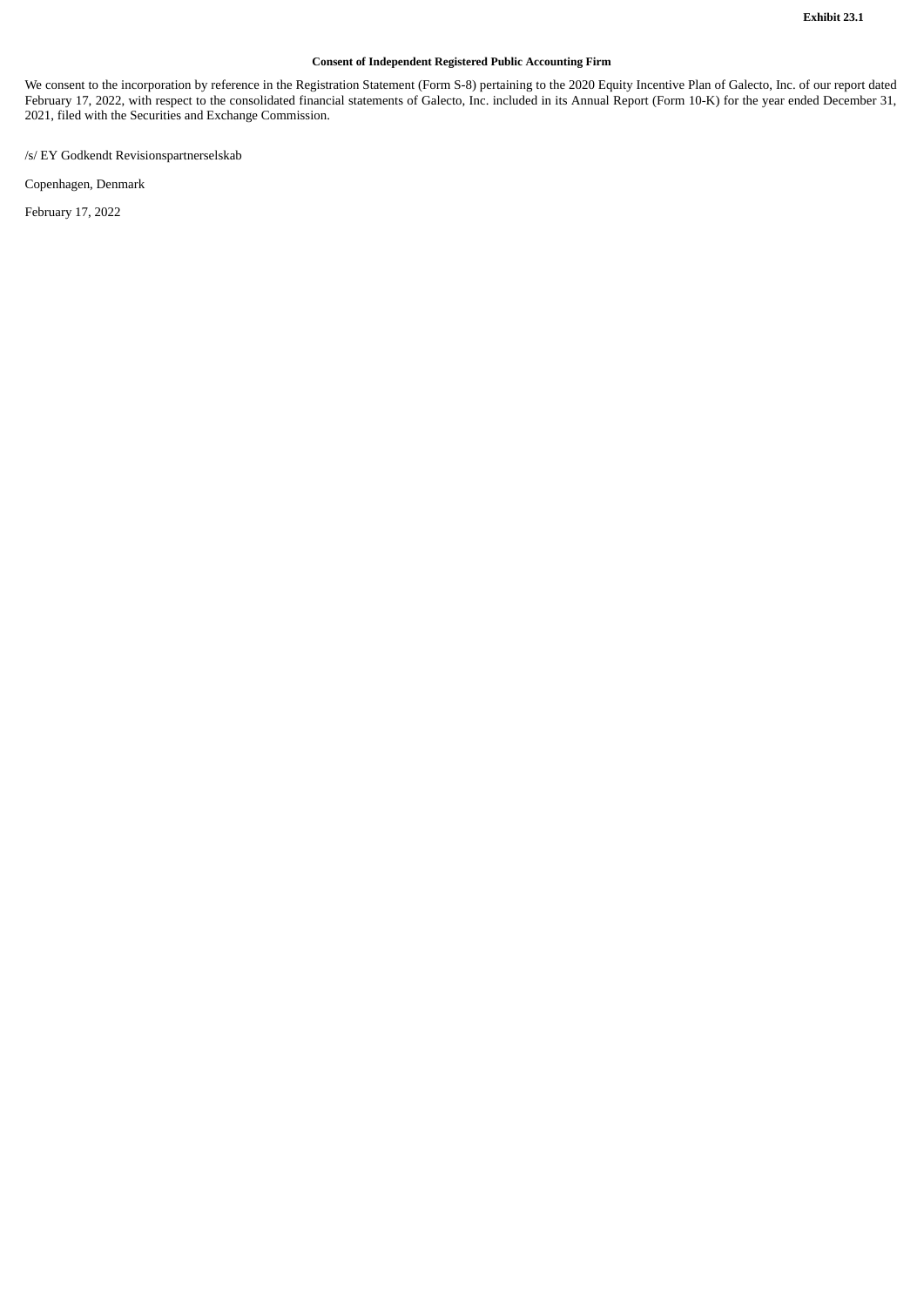**Exhibit 23.1**

**Consent of Independent Registered Public Accounting Firm**

We consent to the incorporation by reference in the Registration Statement (Form S-8) pertaining to the 2020 Equity Incentive Plan of Galecto, Inc. of our report dated February 17, 2022, with respect to the consolidated financial statements of Galecto, Inc. included in its Annual Report (Form 10-K) for the year ended December 31, 2021, filed with the Securities and Exchange Commission.

/s/ EY Godkendt Revisionspartnerselskab

Copenhagen, Denmark

February 17, 2022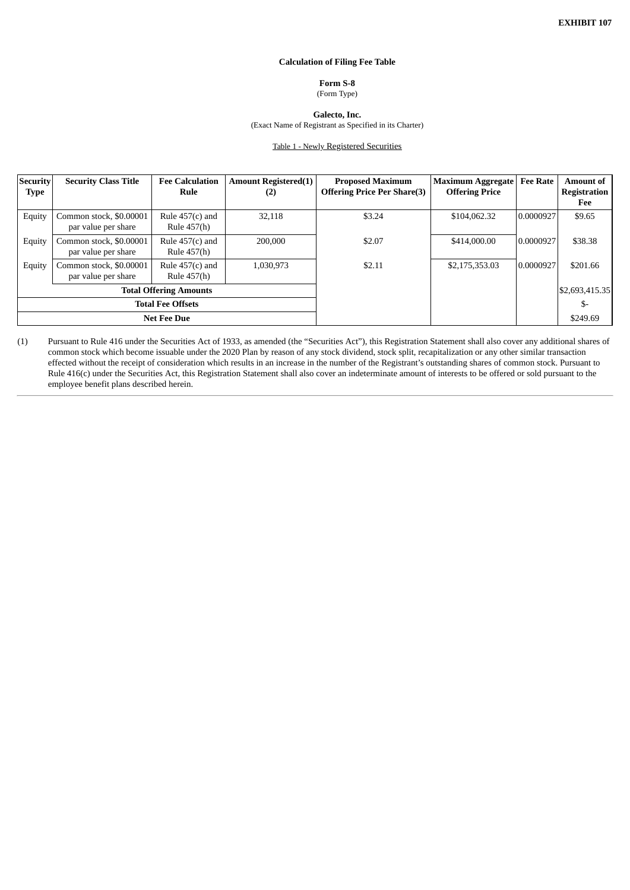**EXHIBIT 107**

**Calculation of Filing Fee Table**

**Form S-8**
(Form Type)

**Galecto, Inc.**
(Exact Name of Registrant as Specified in its Charter)

Table 1 - Newly Registered Securities

| Security Type | Security Class Title | Fee Calculation Rule | Amount Registered(1)(2) | Proposed Maximum Offering Price Per Share(3) | Maximum Aggregate Offering Price | Fee Rate | Amount of Registration Fee |
|---|---|---|---|---|---|---|---|
| Equity | Common stock, $0.00001 par value per share | Rule 457(c) and Rule 457(h) | 32,118 | $3.24 | $104,062.32 | 0.0000927 | $9.65 |
| Equity | Common stock, $0.00001 par value per share | Rule 457(c) and Rule 457(h) | 200,000 | $2.07 | $414,000.00 | 0.0000927 | $38.38 |
| Equity | Common stock, $0.00001 par value per share | Rule 457(c) and Rule 457(h) | 1,030,973 | $2.11 | $2,175,353.03 | 0.0000927 | $201.66 |
| Total Offering Amounts | | | | | | | $2,693,415.35 |
| Total Fee Offsets | | | | | | | $- |
| Net Fee Due | | | | | | | $249.69 |

(1) Pursuant to Rule 416 under the Securities Act of 1933, as amended (the "Securities Act"), this Registration Statement shall also cover any additional shares of common stock which become issuable under the 2020 Plan by reason of any stock dividend, stock split, recapitalization or any other similar transaction effected without the receipt of consideration which results in an increase in the number of the Registrant's outstanding shares of common stock. Pursuant to Rule 416(c) under the Securities Act, this Registration Statement shall also cover an indeterminate amount of interests to be offered or sold pursuant to the employee benefit plans described herein.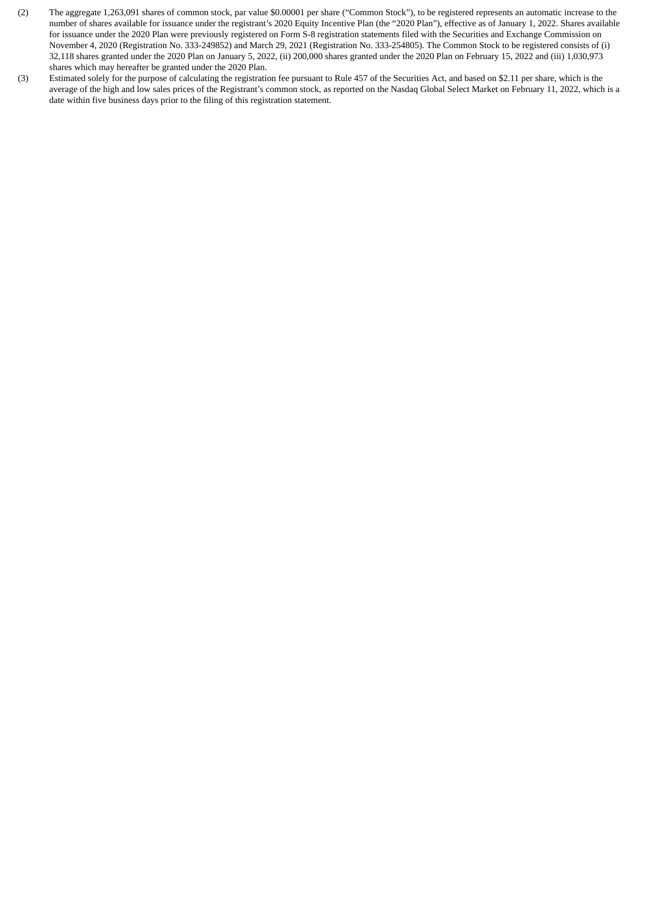(2) The aggregate 1,263,091 shares of common stock, par value $0.00001 per share ("Common Stock"), to be registered represents an automatic increase to the number of shares available for issuance under the registrant's 2020 Equity Incentive Plan (the "2020 Plan"), effective as of January 1, 2022. Shares available for issuance under the 2020 Plan were previously registered on Form S-8 registration statements filed with the Securities and Exchange Commission on November 4, 2020 (Registration No. 333-249852) and March 29, 2021 (Registration No. 333-254805). The Common Stock to be registered consists of (i) 32,118 shares granted under the 2020 Plan on January 5, 2022, (ii) 200,000 shares granted under the 2020 Plan on February 15, 2022 and (iii) 1,030,973 shares which may hereafter be granted under the 2020 Plan.

(3) Estimated solely for the purpose of calculating the registration fee pursuant to Rule 457 of the Securities Act, and based on $2.11 per share, which is the average of the high and low sales prices of the Registrant's common stock, as reported on the Nasdaq Global Select Market on February 11, 2022, which is a date within five business days prior to the filing of this registration statement.